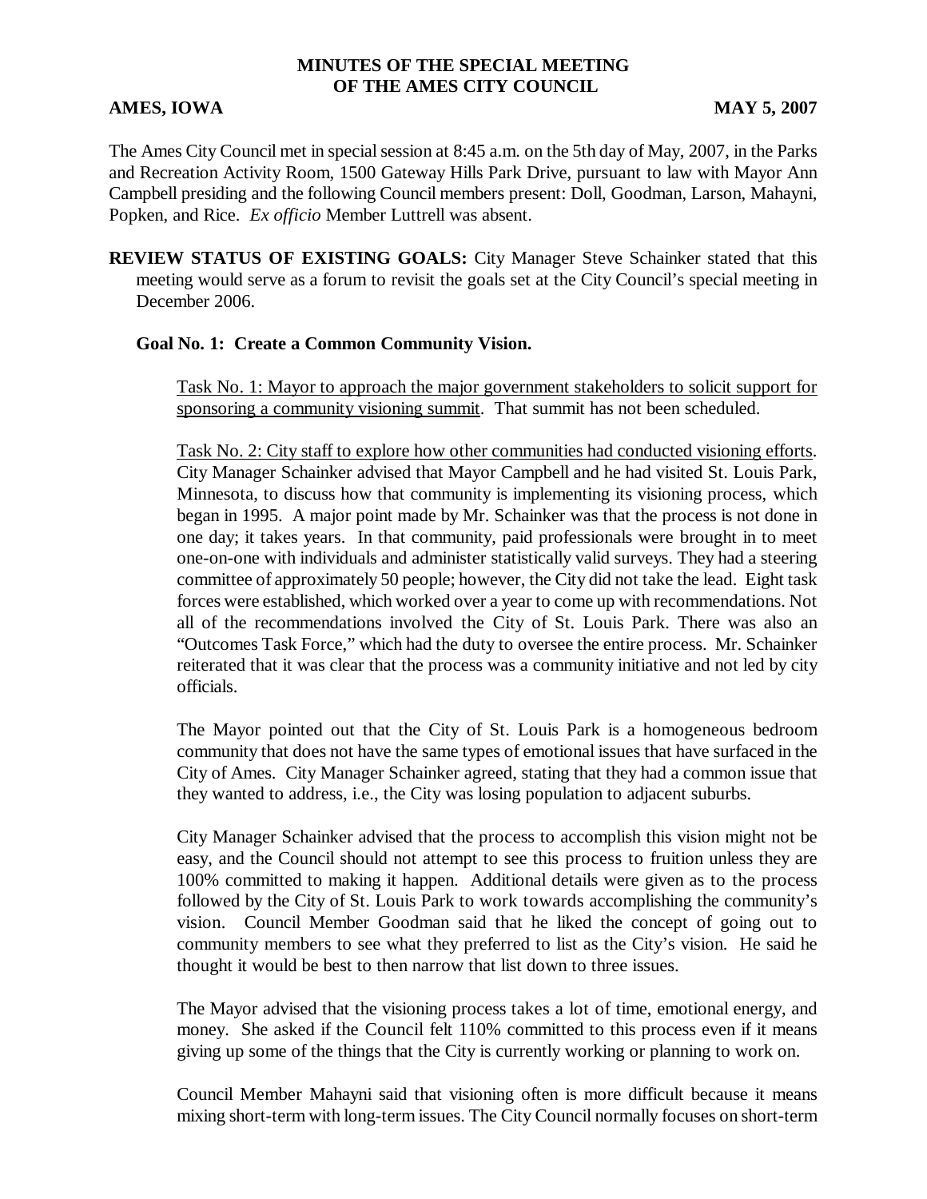# MINUTES OF THE SPECIAL MEETING OF THE AMES CITY COUNCIL

**AMES, IOWA** **MAY 5, 2007**

The Ames City Council met in special session at 8:45 a.m. on the 5th day of May, 2007, in the Parks and Recreation Activity Room, 1500 Gateway Hills Park Drive, pursuant to law with Mayor Ann Campbell presiding and the following Council members present: Doll, Goodman, Larson, Mahayni, Popken, and Rice. *Ex officio* Member Luttrell was absent.

**REVIEW STATUS OF EXISTING GOALS:** City Manager Steve Schainker stated that this meeting would serve as a forum to revisit the goals set at the City Council's special meeting in December 2006.

**Goal No. 1: Create a Common Community Vision.**

Task No. 1: Mayor to approach the major government stakeholders to solicit support for sponsoring a community visioning summit. That summit has not been scheduled.

Task No. 2: City staff to explore how other communities had conducted visioning efforts. City Manager Schainker advised that Mayor Campbell and he had visited St. Louis Park, Minnesota, to discuss how that community is implementing its visioning process, which began in 1995. A major point made by Mr. Schainker was that the process is not done in one day; it takes years. In that community, paid professionals were brought in to meet one-on-one with individuals and administer statistically valid surveys. They had a steering committee of approximately 50 people; however, the City did not take the lead. Eight task forces were established, which worked over a year to come up with recommendations. Not all of the recommendations involved the City of St. Louis Park. There was also an "Outcomes Task Force," which had the duty to oversee the entire process. Mr. Schainker reiterated that it was clear that the process was a community initiative and not led by city officials.

The Mayor pointed out that the City of St. Louis Park is a homogeneous bedroom community that does not have the same types of emotional issues that have surfaced in the City of Ames. City Manager Schainker agreed, stating that they had a common issue that they wanted to address, i.e., the City was losing population to adjacent suburbs.

City Manager Schainker advised that the process to accomplish this vision might not be easy, and the Council should not attempt to see this process to fruition unless they are 100% committed to making it happen. Additional details were given as to the process followed by the City of St. Louis Park to work towards accomplishing the community's vision. Council Member Goodman said that he liked the concept of going out to community members to see what they preferred to list as the City's vision. He said he thought it would be best to then narrow that list down to three issues.

The Mayor advised that the visioning process takes a lot of time, emotional energy, and money. She asked if the Council felt 110% committed to this process even if it means giving up some of the things that the City is currently working or planning to work on.

Council Member Mahayni said that visioning often is more difficult because it means mixing short-term with long-term issues. The City Council normally focuses on short-term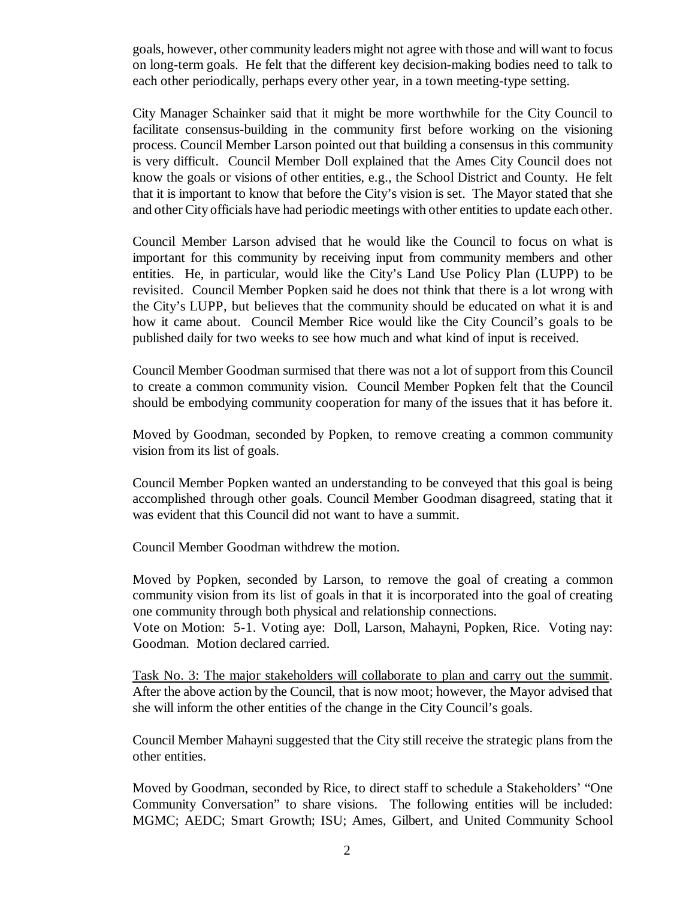goals, however, other community leaders might not agree with those and will want to focus on long-term goals. He felt that the different key decision-making bodies need to talk to each other periodically, perhaps every other year, in a town meeting-type setting.

City Manager Schainker said that it might be more worthwhile for the City Council to facilitate consensus-building in the community first before working on the visioning process. Council Member Larson pointed out that building a consensus in this community is very difficult. Council Member Doll explained that the Ames City Council does not know the goals or visions of other entities, e.g., the School District and County. He felt that it is important to know that before the City's vision is set. The Mayor stated that she and other City officials have had periodic meetings with other entities to update each other.

Council Member Larson advised that he would like the Council to focus on what is important for this community by receiving input from community members and other entities. He, in particular, would like the City's Land Use Policy Plan (LUPP) to be revisited. Council Member Popken said he does not think that there is a lot wrong with the City's LUPP, but believes that the community should be educated on what it is and how it came about. Council Member Rice would like the City Council's goals to be published daily for two weeks to see how much and what kind of input is received.

Council Member Goodman surmised that there was not a lot of support from this Council to create a common community vision. Council Member Popken felt that the Council should be embodying community cooperation for many of the issues that it has before it.

Moved by Goodman, seconded by Popken, to remove creating a common community vision from its list of goals.

Council Member Popken wanted an understanding to be conveyed that this goal is being accomplished through other goals. Council Member Goodman disagreed, stating that it was evident that this Council did not want to have a summit.

Council Member Goodman withdrew the motion.

Moved by Popken, seconded by Larson, to remove the goal of creating a common community vision from its list of goals in that it is incorporated into the goal of creating one community through both physical and relationship connections.
Vote on Motion: 5-1. Voting aye: Doll, Larson, Mahayni, Popken, Rice. Voting nay: Goodman. Motion declared carried.

Task No. 3: The major stakeholders will collaborate to plan and carry out the summit. After the above action by the Council, that is now moot; however, the Mayor advised that she will inform the other entities of the change in the City Council's goals.

Council Member Mahayni suggested that the City still receive the strategic plans from the other entities.

Moved by Goodman, seconded by Rice, to direct staff to schedule a Stakeholders' "One Community Conversation" to share visions. The following entities will be included: MGMC; AEDC; Smart Growth; ISU; Ames, Gilbert, and United Community School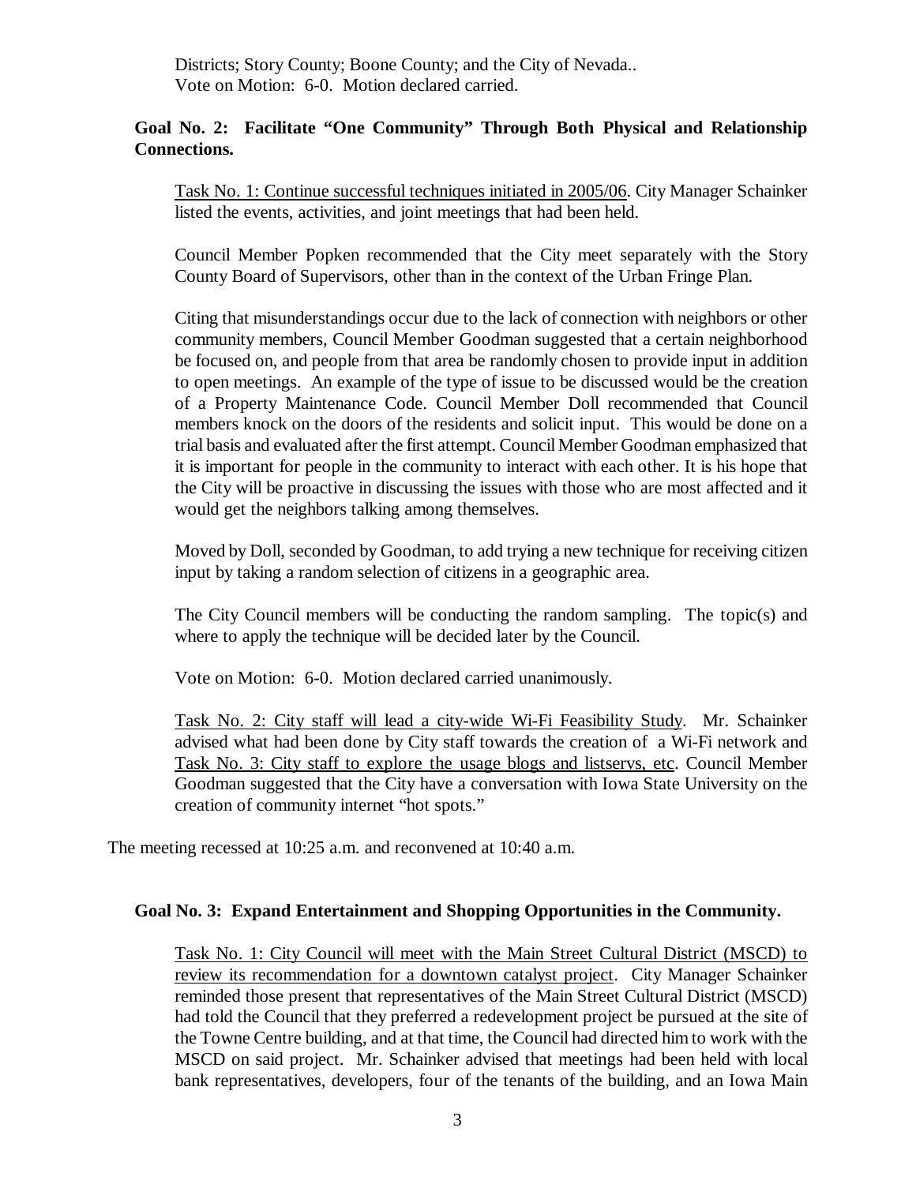Districts; Story County; Boone County; and the City of Nevada..
Vote on Motion: 6-0. Motion declared carried.

**Goal No. 2: Facilitate "One Community" Through Both Physical and Relationship Connections.**

Task No. 1: Continue successful techniques initiated in 2005/06. City Manager Schainker listed the events, activities, and joint meetings that had been held.

Council Member Popken recommended that the City meet separately with the Story County Board of Supervisors, other than in the context of the Urban Fringe Plan.

Citing that misunderstandings occur due to the lack of connection with neighbors or other community members, Council Member Goodman suggested that a certain neighborhood be focused on, and people from that area be randomly chosen to provide input in addition to open meetings. An example of the type of issue to be discussed would be the creation of a Property Maintenance Code. Council Member Doll recommended that Council members knock on the doors of the residents and solicit input. This would be done on a trial basis and evaluated after the first attempt. Council Member Goodman emphasized that it is important for people in the community to interact with each other. It is his hope that the City will be proactive in discussing the issues with those who are most affected and it would get the neighbors talking among themselves.

Moved by Doll, seconded by Goodman, to add trying a new technique for receiving citizen input by taking a random selection of citizens in a geographic area.

The City Council members will be conducting the random sampling. The topic(s) and where to apply the technique will be decided later by the Council.

Vote on Motion: 6-0. Motion declared carried unanimously.

Task No. 2: City staff will lead a city-wide Wi-Fi Feasibility Study. Mr. Schainker advised what had been done by City staff towards the creation of a Wi-Fi network and Task No. 3: City staff to explore the usage blogs and listservs, etc. Council Member Goodman suggested that the City have a conversation with Iowa State University on the creation of community internet "hot spots."

The meeting recessed at 10:25 a.m. and reconvened at 10:40 a.m.

**Goal No. 3: Expand Entertainment and Shopping Opportunities in the Community.**

Task No. 1: City Council will meet with the Main Street Cultural District (MSCD) to review its recommendation for a downtown catalyst project. City Manager Schainker reminded those present that representatives of the Main Street Cultural District (MSCD) had told the Council that they preferred a redevelopment project be pursued at the site of the Towne Centre building, and at that time, the Council had directed him to work with the MSCD on said project. Mr. Schainker advised that meetings had been held with local bank representatives, developers, four of the tenants of the building, and an Iowa Main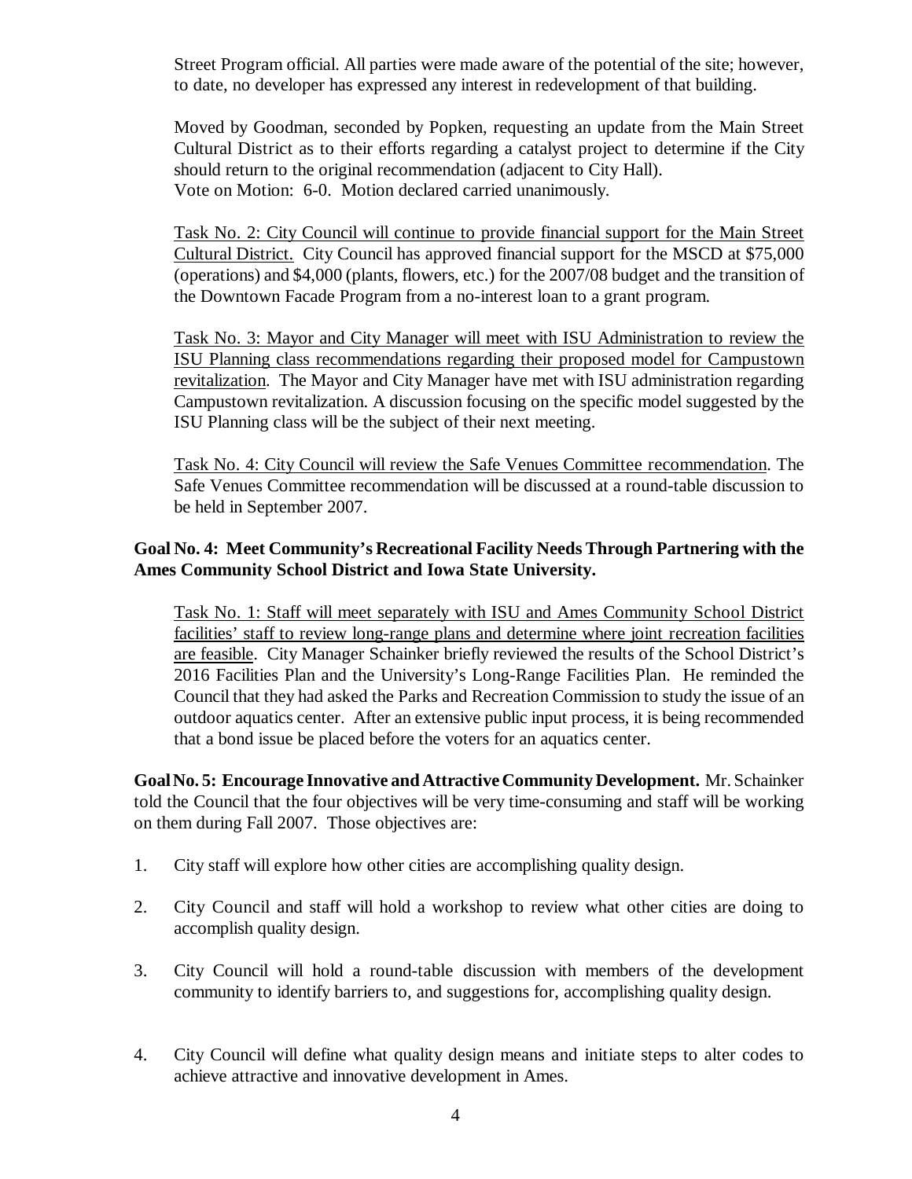Street Program official. All parties were made aware of the potential of the site; however, to date, no developer has expressed any interest in redevelopment of that building.

Moved by Goodman, seconded by Popken, requesting an update from the Main Street Cultural District as to their efforts regarding a catalyst project to determine if the City should return to the original recommendation (adjacent to City Hall).
Vote on Motion: 6-0. Motion declared carried unanimously.

Task No. 2: City Council will continue to provide financial support for the Main Street Cultural District. City Council has approved financial support for the MSCD at $75,000 (operations) and $4,000 (plants, flowers, etc.) for the 2007/08 budget and the transition of the Downtown Facade Program from a no-interest loan to a grant program.

Task No. 3: Mayor and City Manager will meet with ISU Administration to review the ISU Planning class recommendations regarding their proposed model for Campustown revitalization. The Mayor and City Manager have met with ISU administration regarding Campustown revitalization. A discussion focusing on the specific model suggested by the ISU Planning class will be the subject of their next meeting.

Task No. 4: City Council will review the Safe Venues Committee recommendation. The Safe Venues Committee recommendation will be discussed at a round-table discussion to be held in September 2007.

**Goal No. 4: Meet Community's Recreational Facility Needs Through Partnering with the Ames Community School District and Iowa State University.**

Task No. 1: Staff will meet separately with ISU and Ames Community School District facilities' staff to review long-range plans and determine where joint recreation facilities are feasible. City Manager Schainker briefly reviewed the results of the School District's 2016 Facilities Plan and the University's Long-Range Facilities Plan. He reminded the Council that they had asked the Parks and Recreation Commission to study the issue of an outdoor aquatics center. After an extensive public input process, it is being recommended that a bond issue be placed before the voters for an aquatics center.

**Goal No. 5: Encourage Innovative and Attractive Community Development.** Mr. Schainker told the Council that the four objectives will be very time-consuming and staff will be working on them during Fall 2007. Those objectives are:

1. City staff will explore how other cities are accomplishing quality design.

2. City Council and staff will hold a workshop to review what other cities are doing to accomplish quality design.

3. City Council will hold a round-table discussion with members of the development community to identify barriers to, and suggestions for, accomplishing quality design.

4. City Council will define what quality design means and initiate steps to alter codes to achieve attractive and innovative development in Ames.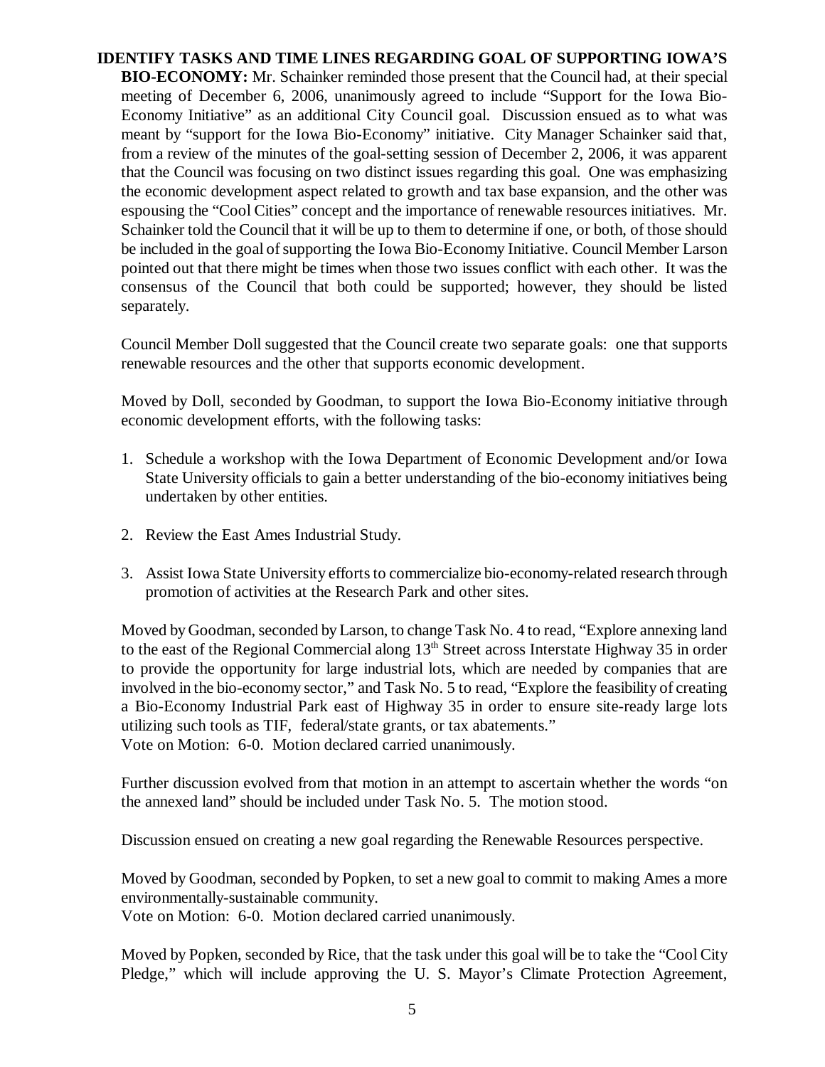**IDENTIFY TASKS AND TIME LINES REGARDING GOAL OF SUPPORTING IOWA'S BIO-ECONOMY:** Mr. Schainker reminded those present that the Council had, at their special meeting of December 6, 2006, unanimously agreed to include "Support for the Iowa Bio-Economy Initiative" as an additional City Council goal. Discussion ensued as to what was meant by "support for the Iowa Bio-Economy" initiative. City Manager Schainker said that, from a review of the minutes of the goal-setting session of December 2, 2006, it was apparent that the Council was focusing on two distinct issues regarding this goal. One was emphasizing the economic development aspect related to growth and tax base expansion, and the other was espousing the "Cool Cities" concept and the importance of renewable resources initiatives. Mr. Schainker told the Council that it will be up to them to determine if one, or both, of those should be included in the goal of supporting the Iowa Bio-Economy Initiative. Council Member Larson pointed out that there might be times when those two issues conflict with each other. It was the consensus of the Council that both could be supported; however, they should be listed separately.

Council Member Doll suggested that the Council create two separate goals: one that supports renewable resources and the other that supports economic development.

Moved by Doll, seconded by Goodman, to support the Iowa Bio-Economy initiative through economic development efforts, with the following tasks:

1. Schedule a workshop with the Iowa Department of Economic Development and/or Iowa State University officials to gain a better understanding of the bio-economy initiatives being undertaken by other entities.

2. Review the East Ames Industrial Study.

3. Assist Iowa State University efforts to commercialize bio-economy-related research through promotion of activities at the Research Park and other sites.

Moved by Goodman, seconded by Larson, to change Task No. 4 to read, "Explore annexing land to the east of the Regional Commercial along 13th Street across Interstate Highway 35 in order to provide the opportunity for large industrial lots, which are needed by companies that are involved in the bio-economy sector," and Task No. 5 to read, "Explore the feasibility of creating a Bio-Economy Industrial Park east of Highway 35 in order to ensure site-ready large lots utilizing such tools as TIF, federal/state grants, or tax abatements."
Vote on Motion: 6-0. Motion declared carried unanimously.

Further discussion evolved from that motion in an attempt to ascertain whether the words "on the annexed land" should be included under Task No. 5. The motion stood.

Discussion ensued on creating a new goal regarding the Renewable Resources perspective.

Moved by Goodman, seconded by Popken, to set a new goal to commit to making Ames a more environmentally-sustainable community.
Vote on Motion: 6-0. Motion declared carried unanimously.

Moved by Popken, seconded by Rice, that the task under this goal will be to take the "Cool City Pledge," which will include approving the U. S. Mayor's Climate Protection Agreement,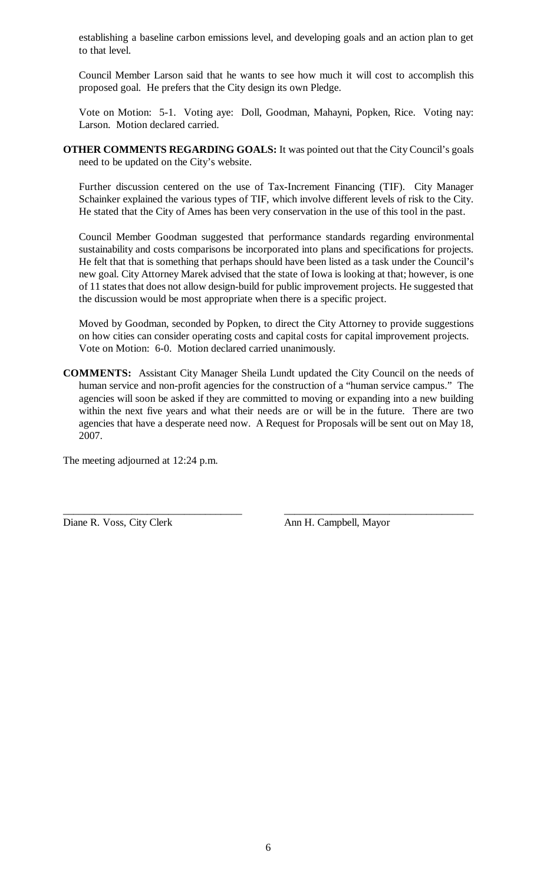establishing a baseline carbon emissions level, and developing goals and an action plan to get to that level.

Council Member Larson said that he wants to see how much it will cost to accomplish this proposed goal. He prefers that the City design its own Pledge.

Vote on Motion: 5-1. Voting aye: Doll, Goodman, Mahayni, Popken, Rice. Voting nay: Larson. Motion declared carried.

**OTHER COMMENTS REGARDING GOALS:** It was pointed out that the City Council's goals need to be updated on the City's website.

Further discussion centered on the use of Tax-Increment Financing (TIF). City Manager Schainker explained the various types of TIF, which involve different levels of risk to the City. He stated that the City of Ames has been very conservation in the use of this tool in the past.

Council Member Goodman suggested that performance standards regarding environmental sustainability and costs comparisons be incorporated into plans and specifications for projects. He felt that that is something that perhaps should have been listed as a task under the Council's new goal. City Attorney Marek advised that the state of Iowa is looking at that; however, is one of 11 states that does not allow design-build for public improvement projects. He suggested that the discussion would be most appropriate when there is a specific project.

Moved by Goodman, seconded by Popken, to direct the City Attorney to provide suggestions on how cities can consider operating costs and capital costs for capital improvement projects.
Vote on Motion: 6-0. Motion declared carried unanimously.

**COMMENTS:** Assistant City Manager Sheila Lundt updated the City Council on the needs of human service and non-profit agencies for the construction of a "human service campus." The agencies will soon be asked if they are committed to moving or expanding into a new building within the next five years and what their needs are or will be in the future. There are two agencies that have a desperate need now. A Request for Proposals will be sent out on May 18, 2007.

The meeting adjourned at 12:24 p.m.

\_\_\_\_\_\_\_\_\_\_\_\_\_\_\_\_\_\_\_\_\_\_\_\_\_\_\_\_\_\_\_\_\_\_ \_\_\_\_\_\_\_\_\_\_\_\_\_\_\_\_\_\_\_\_\_\_\_\_\_\_\_\_\_\_\_\_\_\_\_

Diane R. Voss, City Clerk Ann H. Campbell, Mayor